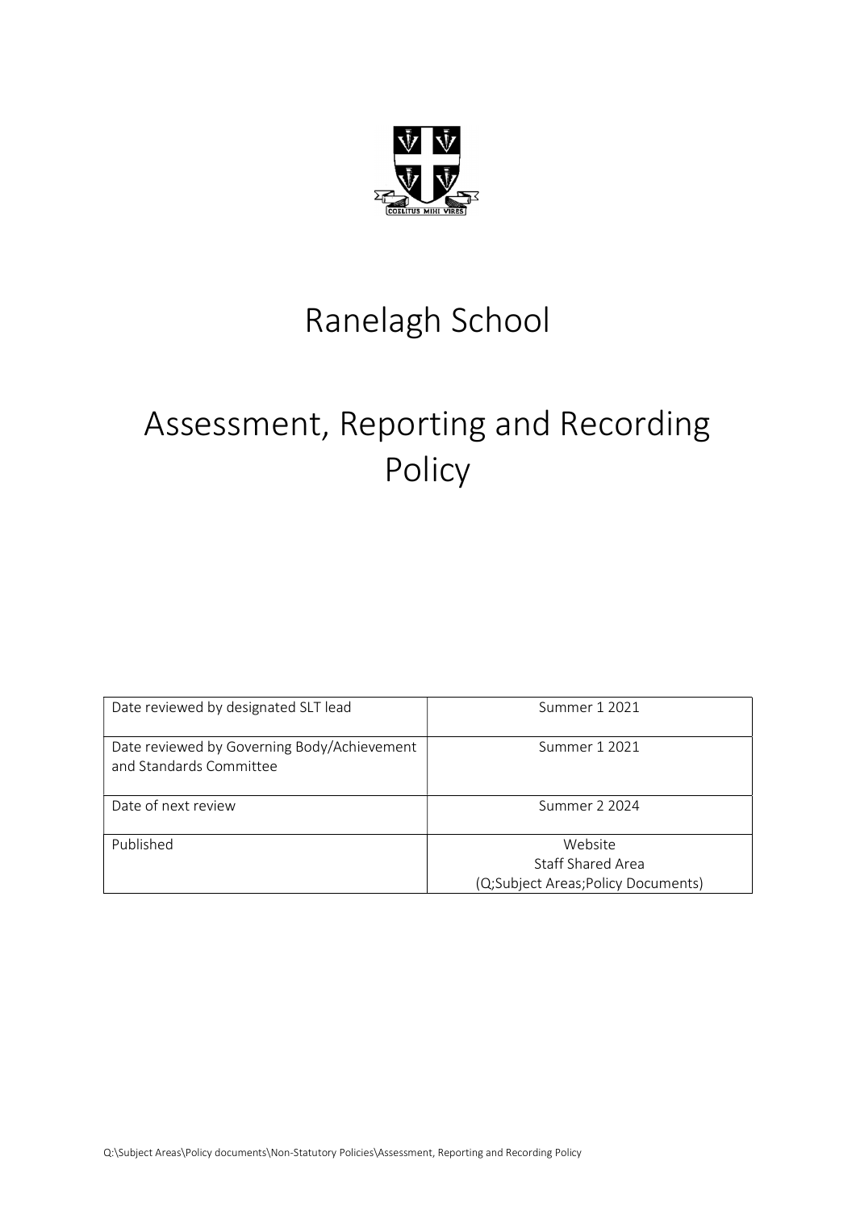# Ranelagh School

# Assessment, Reporting and Recording Policy

| Date reviewed by designated SLT lead | Summer 1 2021 |
|---|---|
| Date reviewed by Governing Body/Achievement and Standards Committee | Summer 1 2021 |
| Date of next review | Summer 2 2024 |
| Published | Website<br>Staff Shared Area<br>(Q;Subject Areas;Policy Documents) |

Q:\Subject Areas\Policy documents\Non-Statutory Policies\Assessment, Reporting and Recording Policy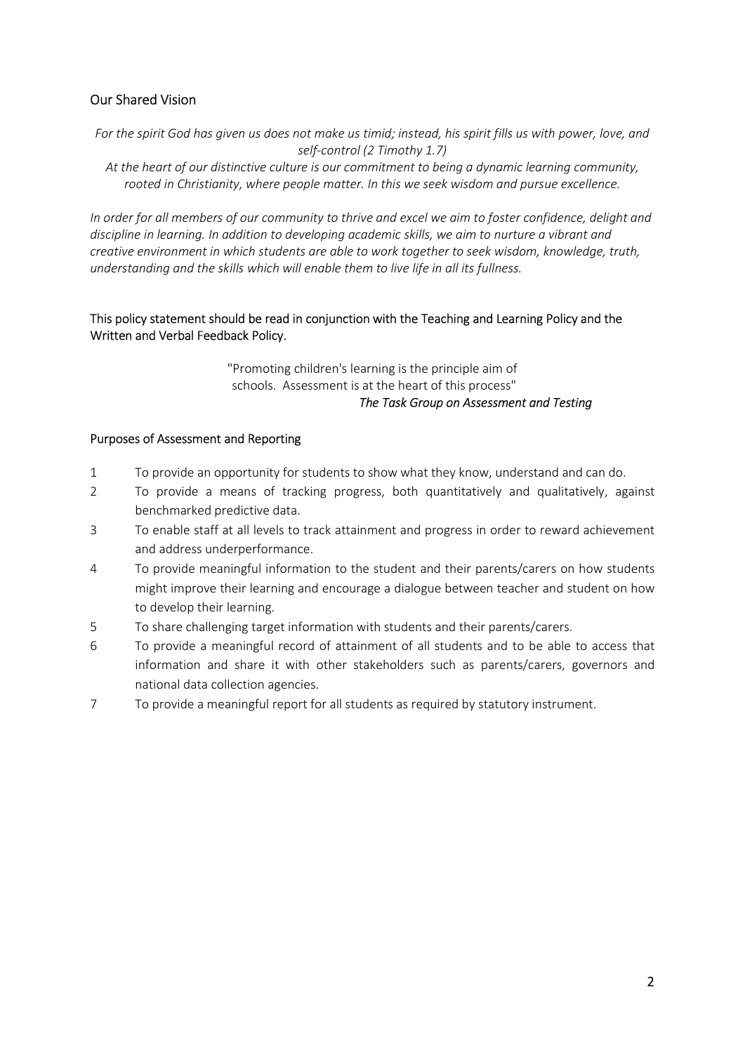## Our Shared Vision

*For the spirit God has given us does not make us timid; instead, his spirit fills us with power, love, and self-control (2 Timothy 1.7)*

*At the heart of our distinctive culture is our commitment to being a dynamic learning community, rooted in Christianity, where people matter. In this we seek wisdom and pursue excellence.*

*In order for all members of our community to thrive and excel we aim to foster confidence, delight and discipline in learning. In addition to developing academic skills, we aim to nurture a vibrant and creative environment in which students are able to work together to seek wisdom, knowledge, truth, understanding and the skills which will enable them to live life in all its fullness.*

This policy statement should be read in conjunction with the Teaching and Learning Policy and the Written and Verbal Feedback Policy.

> "Promoting children's learning is the principle aim of schools. Assessment is at the heart of this process"
>
> *The Task Group on Assessment and Testing*

### Purposes of Assessment and Reporting

1. To provide an opportunity for students to show what they know, understand and can do.
2. To provide a means of tracking progress, both quantitatively and qualitatively, against benchmarked predictive data.
3. To enable staff at all levels to track attainment and progress in order to reward achievement and address underperformance.
4. To provide meaningful information to the student and their parents/carers on how students might improve their learning and encourage a dialogue between teacher and student on how to develop their learning.
5. To share challenging target information with students and their parents/carers.
6. To provide a meaningful record of attainment of all students and to be able to access that information and share it with other stakeholders such as parents/carers, governors and national data collection agencies.
7. To provide a meaningful report for all students as required by statutory instrument.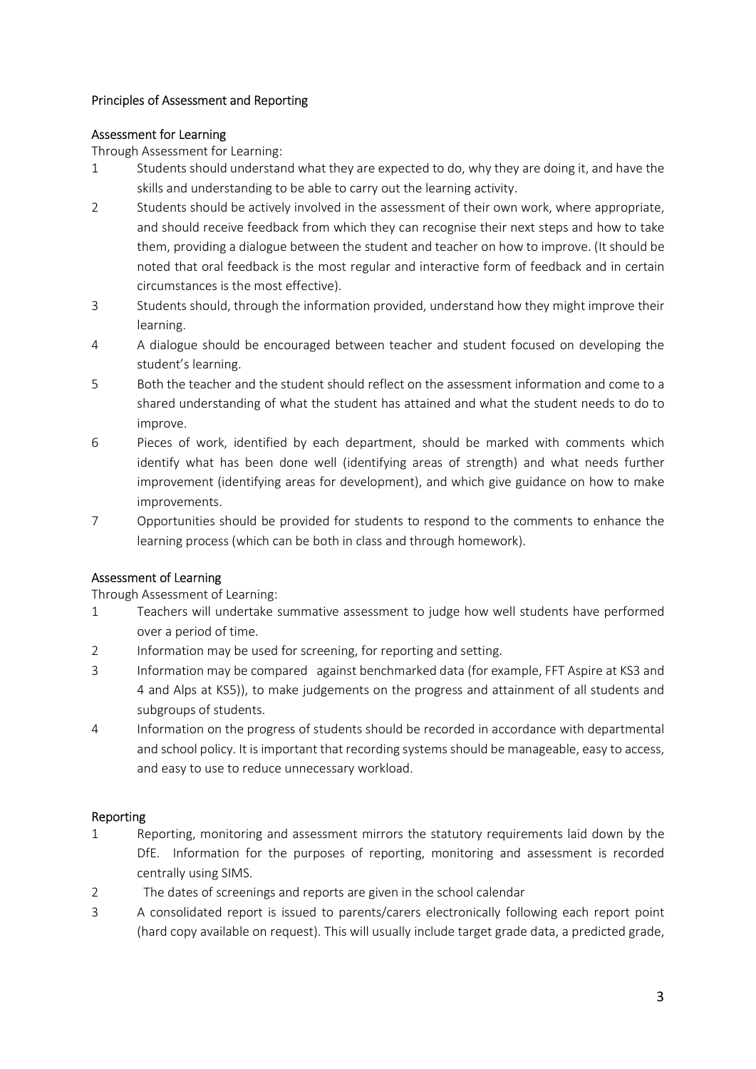## Principles of Assessment and Reporting

### Assessment for Learning

Through Assessment for Learning:

1. Students should understand what they are expected to do, why they are doing it, and have the skills and understanding to be able to carry out the learning activity.
2. Students should be actively involved in the assessment of their own work, where appropriate, and should receive feedback from which they can recognise their next steps and how to take them, providing a dialogue between the student and teacher on how to improve. (It should be noted that oral feedback is the most regular and interactive form of feedback and in certain circumstances is the most effective).
3. Students should, through the information provided, understand how they might improve their learning.
4. A dialogue should be encouraged between teacher and student focused on developing the student's learning.
5. Both the teacher and the student should reflect on the assessment information and come to a shared understanding of what the student has attained and what the student needs to do to improve.
6. Pieces of work, identified by each department, should be marked with comments which identify what has been done well (identifying areas of strength) and what needs further improvement (identifying areas for development), and which give guidance on how to make improvements.
7. Opportunities should be provided for students to respond to the comments to enhance the learning process (which can be both in class and through homework).

### Assessment of Learning

Through Assessment of Learning:

1. Teachers will undertake summative assessment to judge how well students have performed over a period of time.
2. Information may be used for screening, for reporting and setting.
3. Information may be compared against benchmarked data (for example, FFT Aspire at KS3 and 4 and Alps at KS5)), to make judgements on the progress and attainment of all students and subgroups of students.
4. Information on the progress of students should be recorded in accordance with departmental and school policy. It is important that recording systems should be manageable, easy to access, and easy to use to reduce unnecessary workload.

### Reporting

1. Reporting, monitoring and assessment mirrors the statutory requirements laid down by the DfE. Information for the purposes of reporting, monitoring and assessment is recorded centrally using SIMS.
2. The dates of screenings and reports are given in the school calendar
3. A consolidated report is issued to parents/carers electronically following each report point (hard copy available on request). This will usually include target grade data, a predicted grade,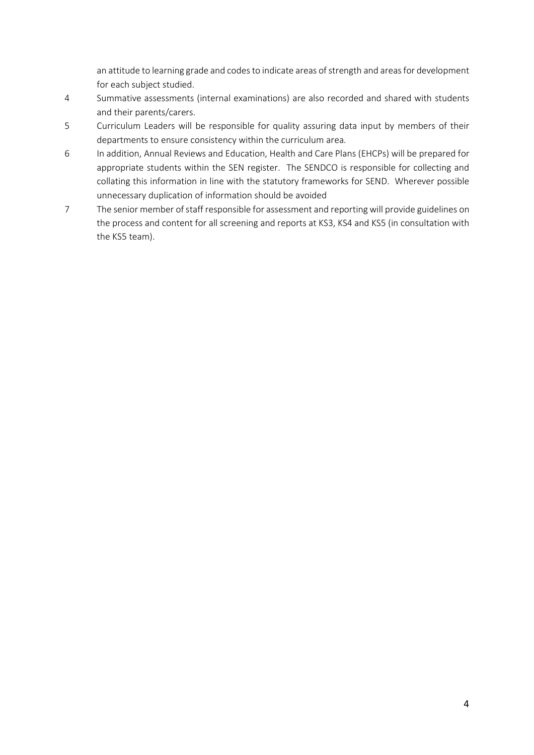an attitude to learning grade and codes to indicate areas of strength and areas for development for each subject studied.

4 Summative assessments (internal examinations) are also recorded and shared with students and their parents/carers.

5 Curriculum Leaders will be responsible for quality assuring data input by members of their departments to ensure consistency within the curriculum area.

6 In addition, Annual Reviews and Education, Health and Care Plans (EHCPs) will be prepared for appropriate students within the SEN register. The SENDCO is responsible for collecting and collating this information in line with the statutory frameworks for SEND. Wherever possible unnecessary duplication of information should be avoided

7 The senior member of staff responsible for assessment and reporting will provide guidelines on the process and content for all screening and reports at KS3, KS4 and KS5 (in consultation with the KS5 team).